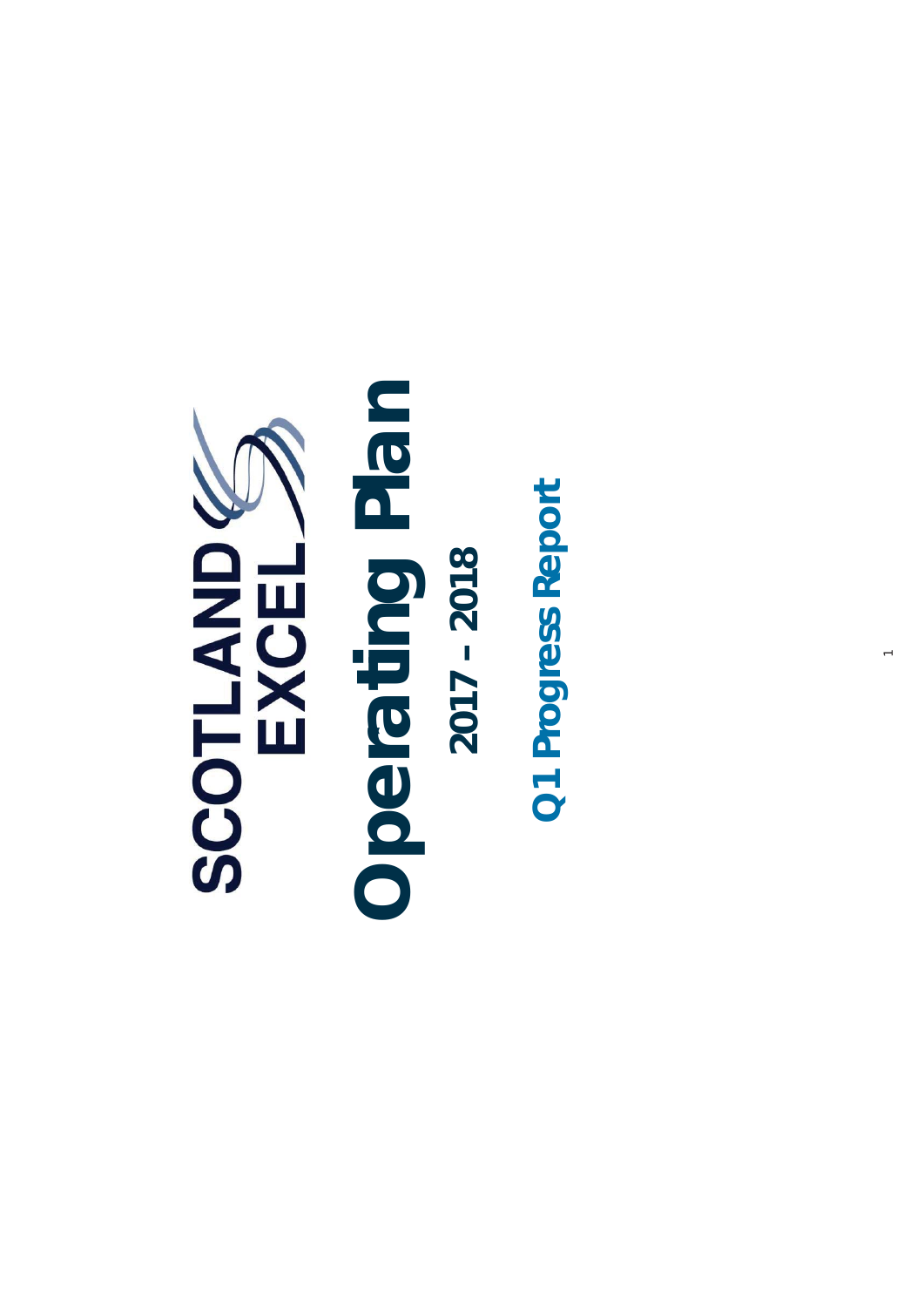# SCOTLAND EXCEL

# Operating Plan

## 2017 – 2018

## Q1 Progress Report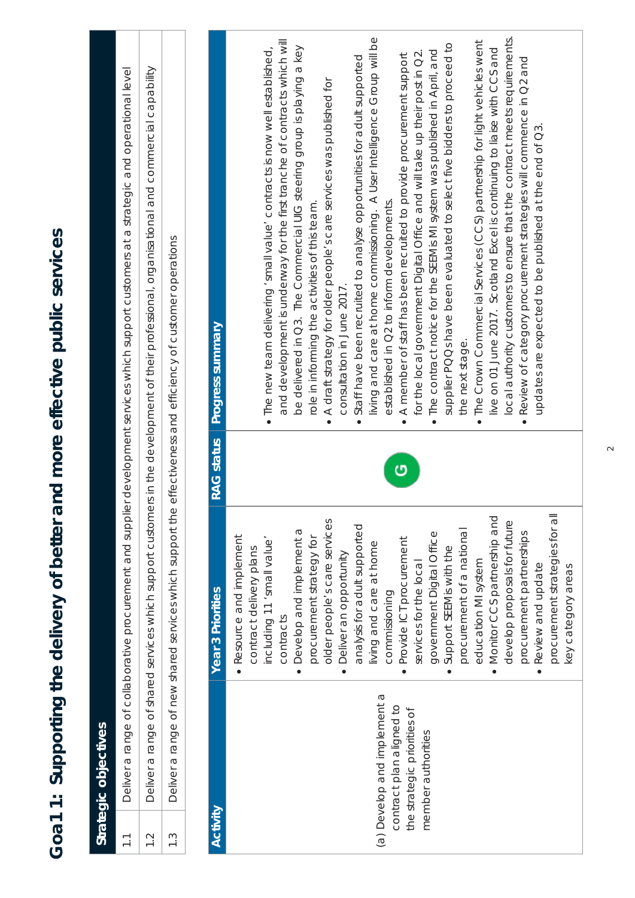# Goal 1: Supporting the delivery of better and more effective public services

| Strategic objectives | |
|---|---|
| 1.1 | Deliver a range of collaborative procurement and supplier development services which support customers at a strategic and operational level |
| 1.2 | Deliver a range of shared services which support customers in the development of their professional, organisational and commercial capability |
| 1.3 | Deliver a range of new shared services which support the effectiveness and efficiency of customer operations |

| Activity | Year 3 Priorities | RAG status | Progress summary |
|---|---|---|---|
| (a) Develop and implement a contract plan aligned to the strategic priorities of member authorities | • Resource and implement contract delivery plans including 11 'small value' contracts<br>• Develop and implement a procurement strategy for older people's care services<br>• Deliver an opportunity analysis for adult supported living and care at home commissioning<br>• Provide ICT procurement services for the local government Digital Office<br>• Support SEEMiS with the procurement of a national education MI system<br>• Monitor CCS partnership and develop proposals for future procurement partnerships<br>• Review and update procurement strategies for all key category areas | G | • The new team delivering 'small value' contracts is now well established, and development is underway for the first tranche of contracts which will be delivered in Q3. The Commercial UIG steering group is playing a key role in informing the activities of this team.<br>• A draft strategy for older people's care services was published for consultation in June 2017.<br>• Staff have been recruited to analyse opportunities for adult supported living and care at home commissioning. A User Intelligence Group will be established in Q2 to inform developments.<br>• A member of staff has been recruited to provide procurement support for the local government Digital Office and will take up their post in Q2.<br>• The contract notice for the SEEMiS MI system was published in April, and supplier PQQs have been evaluated to select five bidders to proceed to the next stage.<br>• The Crown Commercial Services (CCS) partnership for light vehicles went live on 01 June 2017. Scotland Excel is continuing to liaise with CCS and local authority customers to ensure that the contract meets requirements.<br>• Review of category procurement strategies will commence in Q2 and updates are expected to be published at the end of Q3. |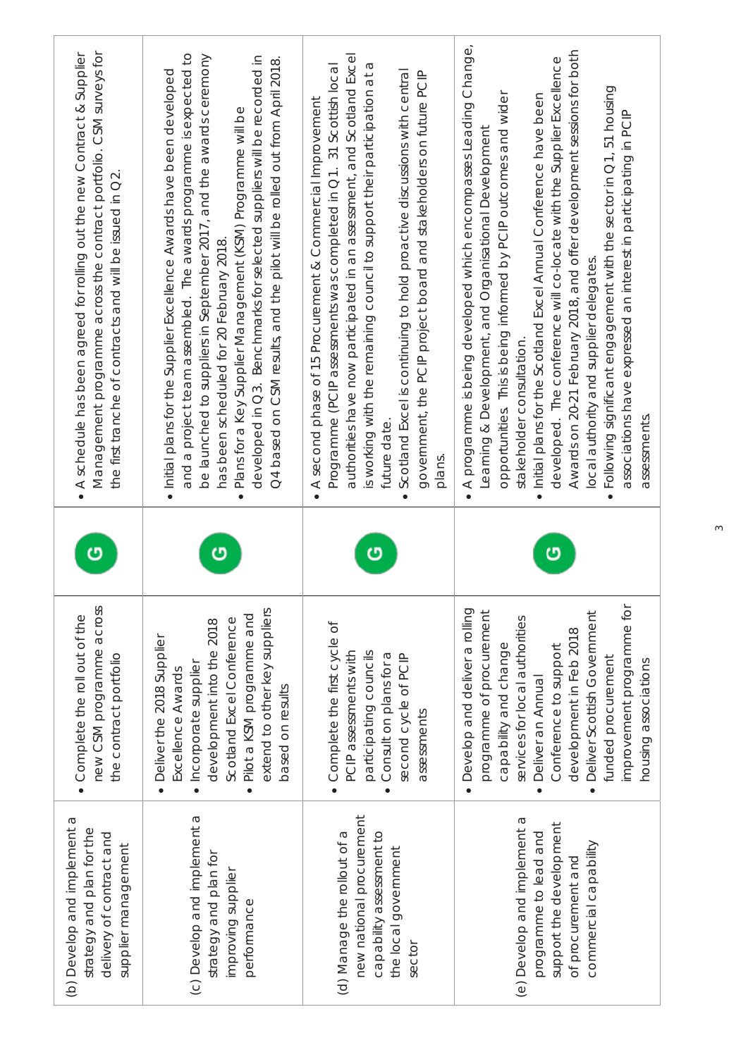| | | | |
|---|---|---|---|
| (b) Develop and implement a strategy and plan for the delivery of contract and supplier management | • Complete the roll out of the new CSM programme across the contract portfolio | G | • A schedule has been agreed for rolling out the new Contract & Supplier Management programme across the contract portfolio. CSM surveys for the first tranche of contracts and will be issued in Q2. |
| (c) Develop and implement a strategy and plan for improving supplier performance | • Deliver the 2018 Supplier Excellence Awards<br>• Incorporate supplier development into the 2018 Scotland Excel Conference<br>• Pilot a KSM programme and extend to other key suppliers based on results | G | • Initial plans for the Supplier Excellence Awards have been developed and a project team assembled. The awards programme is expected to be launched to suppliers in September 2017, and the awards ceremony has been scheduled for 20 February 2018.<br>• Plans for a Key Supplier Management (KSM) Programme will be developed in Q3. Benchmarks for selected suppliers will be recorded in Q4 based on CSM results, and the pilot will be rolled out from April 2018. |
| (d) Manage the rollout of a new national procurement capability assessment to the local government sector | • Complete the first cycle of PCIP assessments with participating councils<br>• Consult on plans for a second cycle of PCIP assessments | G | • A second phase of 15 Procurement & Commercial Improvement Programme (PCIP assessments was completed in Q1. 31 Scottish local authorities have now participated in an assessment, and Scotland Excel is working with the remaining council to support their participation at a future date.<br>• Scotland Excel is continuing to hold proactive discussions with central government, the PCIP project board and stakeholders on future PCIP plans. |
| (e) Develop and implement a programme to lead and support the development of procurement and commercial capability | • Develop and deliver a rolling programme of procurement capability and change services for local authorities<br>• Deliver an Annual Conference to support development in Feb 2018<br>• Deliver Scottish Government funded procurement improvement programme for housing associations | G | • A programme is being developed which encompasses Leading Change, Learning & Development, and Organisational Development opportunities. This is being informed by PCIP outcomes and wider stakeholder consultation.<br>• Initial plans for the Scotland Excel Annual Conference have been developed. The conference will co-locate with the Supplier Excellence Awards on 20-21 February 2018, and offer development sessions for both local authority and supplier delegates.<br>• Following significant engagement with the sector in Q1, 51 housing associations have expressed an interest in participating in PCIP assessments. |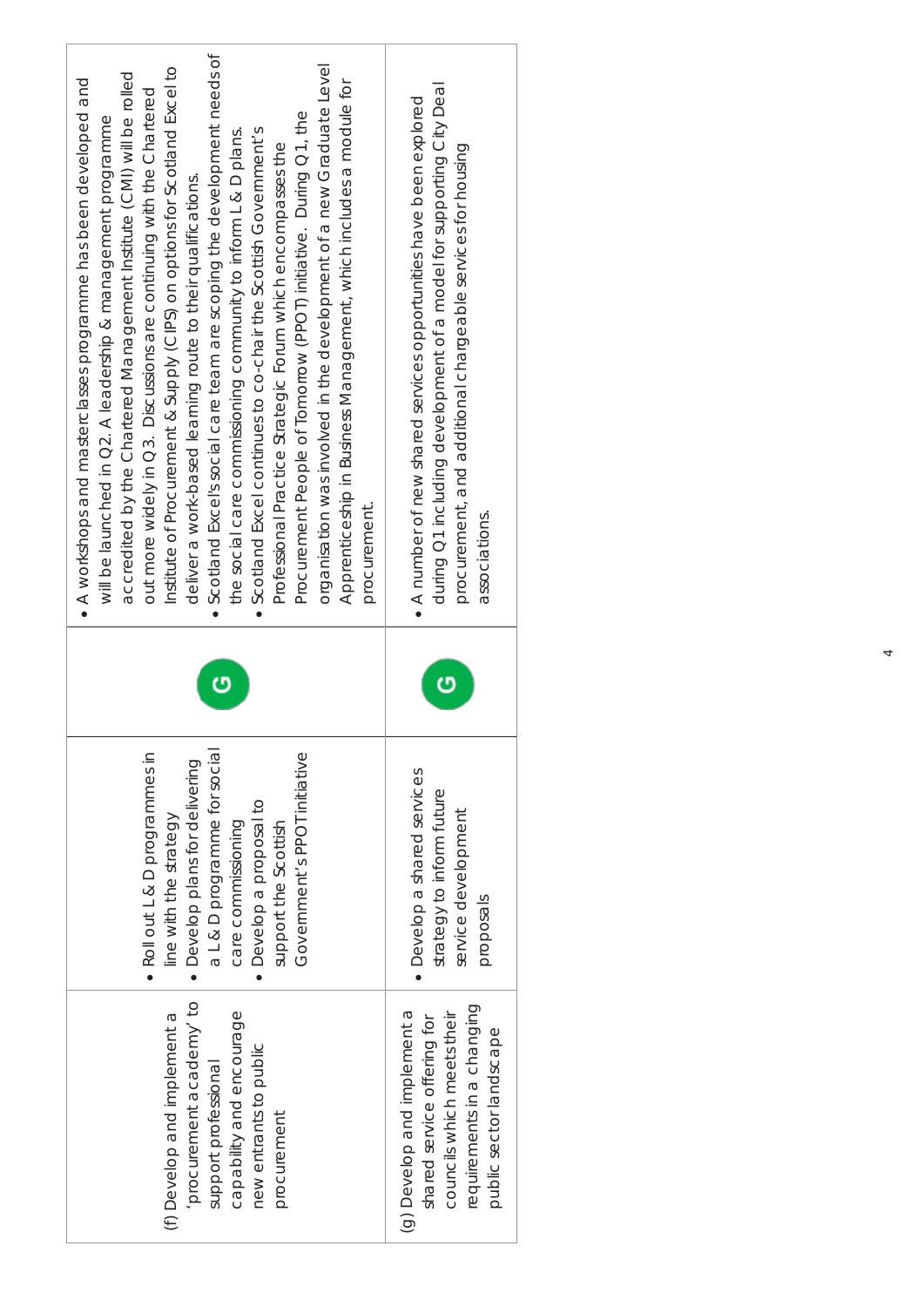| | | | |
|---|---|---|---|
| (f) Develop and implement a 'procurement academy' to support professional capability and encourage new entrants to public procurement | • Roll out L & D programmes in line with the strategy<br>• Develop plans for delivering a L & D programme for social care commissioning<br>• Develop a proposal to support the Scottish Government's PPOT initiative | G | • A workshops and masterclasses programme has been developed and will be launched in Q2. A leadership & management programme accredited by the Chartered Management Institute (CMI) will be rolled out more widely in Q3. Discussions are continuing with the Chartered Institute of Procurement & Supply (CIPS) on options for Scotland Excel to deliver a work-based learning route to their qualifications.<br>• Scotland Excel's social care team are scoping the development needs of the social care commissioning community to inform L & D plans.<br>• Scotland Excel continues to co-chair the Scottish Government's Professional Practice Strategic Forum which encompasses the Procurement People of Tomorrow (PPOT) initiative. During Q1, the organisation was involved in the development of a new Graduate Level Apprenticeship in Business Management, which includes a module for procurement. |
| (g) Develop and implement a shared service offering for councils which meets their requirements in a changing public sector landscape | • Develop a shared services strategy to inform future service development proposals | G | • A number of new shared services opportunities have been explored during Q1 including development of a model for supporting City Deal procurement, and additional chargeable services for housing associations. |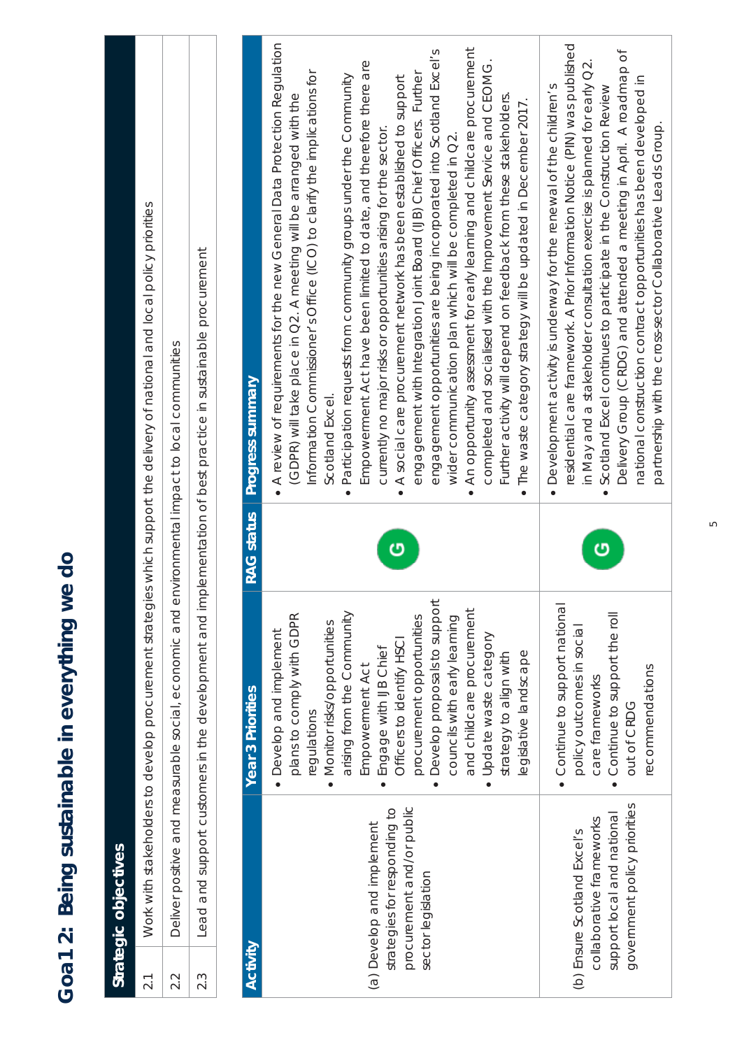# Goal 2: Being sustainable in everything we do

| Strategic objectives | |
|---|---|
| 2.1 | Work with stakeholders to develop procurement strategies which support the delivery of national and local policy priorities |
| 2.2 | Deliver positive and measurable social, economic and environmental impact to local communities |
| 2.3 | Lead and support customers in the development and implementation of best practice in sustainable procurement |

| Activity | Year 3 Priorities | RAG status | Progress summary |
|---|---|---|---|
| (a) Develop and implement strategies for responding to procurement and/or public sector legislation | • Develop and implement plans to comply with GDPR regulations<br>• Monitor risks/opportunities arising from the Community Empowerment Act<br>• Engage with IJB Chief Officers to identify HSCI procurement opportunities<br>• Develop proposals to support councils with early learning and childcare procurement<br>• Update waste category strategy to align with legislative landscape | G | • A review of requirements for the new General Data Protection Regulation (GDPR) will take place in Q2. A meeting will be arranged with the Information Commissioner's Office (ICO) to clarify the implications for Scotland Excel.<br>• Participation requests from community groups under the Community Empowerment Act have been limited to date, and therefore there are currently no major risks or opportunities arising for the sector.<br>• A social care procurement network has been established to support engagement with Integration Joint Board (IJB) Chief Officers. Further engagement opportunities are being incorporated into Scotland Excel's wider communication plan which will be completed in Q2.<br>• An opportunity assessment for early learning and childcare procurement completed and socialised with the Improvement Service and CEOMG. Further activity will depend on feedback from these stakeholders.<br>• The waste category strategy will be updated in December 2017. |
| (b) Ensure Scotland Excel's collaborative frameworks support local and national government policy priorities | • Continue to support national policy outcomes in social care frameworks<br>• Continue to support the roll out of CRDG recommendations | G | • Development activity is underway for the renewal of the children's residential care framework. A Prior Information Notice (PIN) was published in May and a stakeholder consultation exercise is planned for early Q2.<br>• Scotland Excel continues to participate in the Construction Review Delivery Group (CRDG) and attended a meeting in April. A roadmap of national construction contract opportunities has been developed in partnership with the cross-sector Collaborative Leads Group. |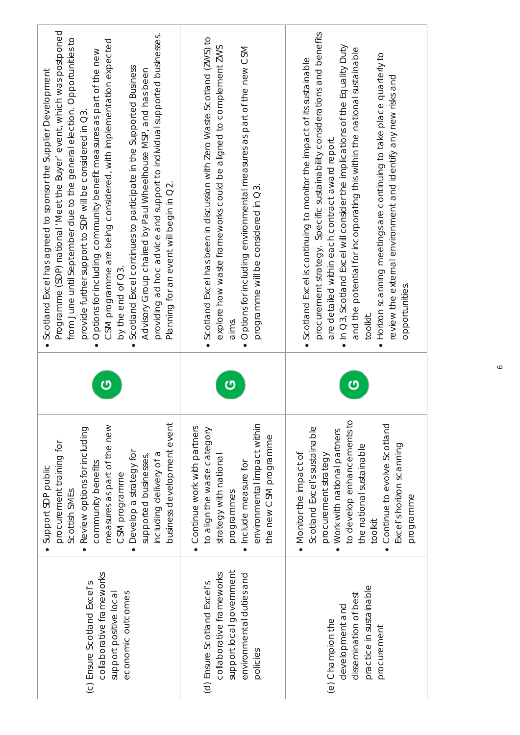| | | | |
|---|---|---|---|
| (c) Ensure Scotland Excel's collaborative frameworks support positive local economic outcomes | • Support SDP public procurement training for Scottish SMEs<br>• Review options for including community benefits measures as part of the new CSM programme<br>• Develop a strategy for supported businesses, including delivery of a business development event | G | • Scotland Excel has agreed to sponsor the Supplier Development Programme (SDP) national 'Meet the Buyer' event, which was postponed from June until September due to the general election. Opportunities to provide further support to SDP will be considered in Q3.<br>• Options for including community benefit measures as part of the new CSM programme are being considered, with implementation expected by the end of Q3.<br>• Scotland Excel continues to participate in the Supported Business Advisory Group chaired by Paul Wheelhouse MSP, and has been providing ad hoc advice and support to individual supported businesses. Planning for an event will begin in Q2. |
| (d) Ensure Scotland Excel's collaborative frameworks support local government environmental duties and policies | • Continue work with partners to align the waste category strategy with national programmes<br>• Include measure for environmental impact within the new CSM programme | G | • Scotland Excel has been in discussion with Zero Waste Scotland (ZWS) to explore how waste frameworks could be aligned to complement ZWS aims.<br>• Options for including environmental measures as part of the new CSM programme will be considered in Q3. |
| (e) Champion the development and dissemination of best practice in sustainable procurement | • Monitor the impact of Scotland Excel's sustainable procurement strategy<br>• Work with national partners to develop enhancements to the national sustainable toolkit<br>• Continue to evolve Scotland Excel's horizon scanning programme | G | • Scotland Excel is continuing to monitor the impact of its sustainable procurement strategy. Specific sustainability considerations and benefits are detailed within each contract award report.<br>• In Q3, Scotland Excel will consider the implications of the Equality Duty and the potential for incorporating this within the national sustainable toolkit.<br>• Horizon scanning meetings are continuing to take place quarterly to review the external environment and identify any new risks and opportunities. |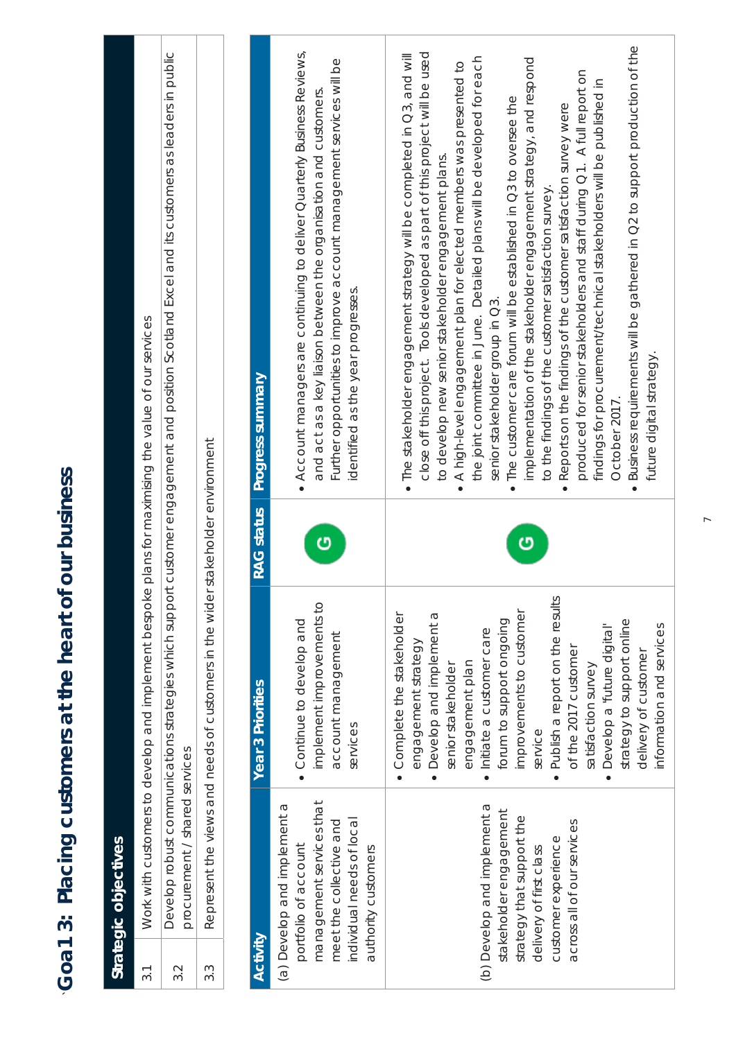# Goal 3: Placing customers at the heart of our business

| Strategic objectives | |
|---|---|
| 3.1 | Work with customers to develop and implement bespoke plans for maximising the value of our services |
| 3.2 | Develop robust communications strategies which support customer engagement and position Scotland Excel and its customers as leaders in public procurement / shared services |
| 3.3 | Represent the views and needs of customers in the wider stakeholder environment |

| Activity | Year 3 Priorities | RAG status | Progress summary |
|---|---|---|---|
| (a) Develop and implement a portfolio of account management services that meet the collective and individual needs of local authority customers | • Continue to develop and implement improvements to account management services | G | • Account managers are continuing to deliver Quarterly Business Reviews, and act as a key liaison between the organisation and customers. Further opportunities to improve account management services will be identified as the year progresses. |
| (b) Develop and implement a stakeholder engagement strategy that support the delivery of first class customer experience across all of our services | • Complete the stakeholder engagement strategy<br>• Develop and implement a senior stakeholder engagement plan<br>• Initiate a customer care forum to support ongoing improvements to customer service<br>• Publish a report on the results of the 2017 customer satisfaction survey<br>• Develop a 'future digital' strategy to support online delivery of customer information and services | G | • The stakeholder engagement strategy will be completed in Q3, and will close off this project. Tools developed as part of this project will be used to develop new senior stakeholder engagement plans.<br>• A high-level engagement plan for elected members was presented to the joint committee in June. Detailed plans will be developed for each senior stakeholder group in Q3.<br>• The customer care forum will be established in Q3 to oversee the implementation of the stakeholder engagement strategy, and respond to the findings of the customer satisfaction survey.<br>• Reports on the findings of the customer satisfaction survey were produced for senior stakeholders and staff during Q1. A full report on findings for procurement/technical stakeholders will be published in October 2017.<br>• Business requirements will be gathered in Q2 to support production of the future digital strategy. |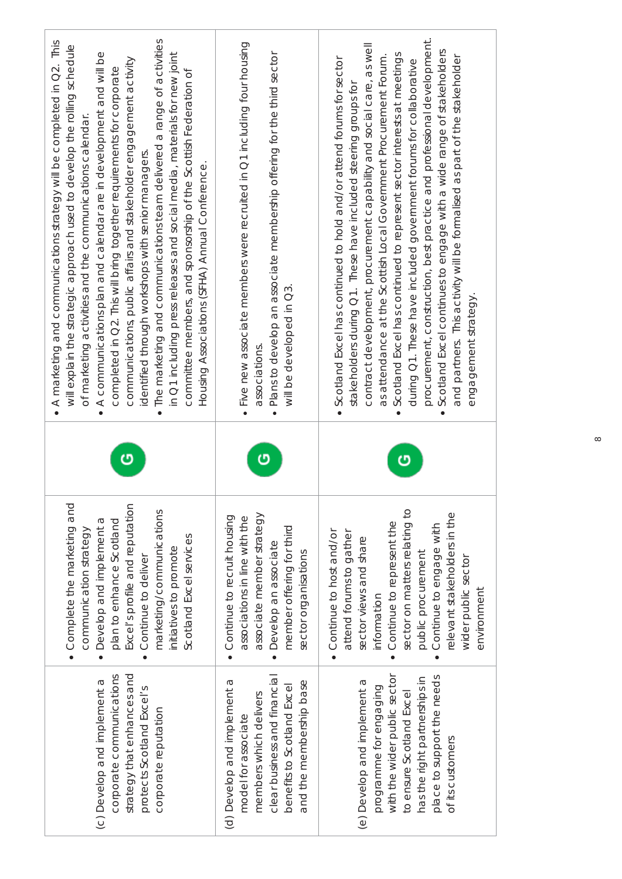| | | | |
|---|---|---|---|
| (c) Develop and implement a corporate communications strategy that enhances and protects Scotland Excel's corporate reputation | • Complete the marketing and communication strategy<br>• Develop and implement a plan to enhance Scotland Excel's profile and reputation<br>• Continue to deliver marketing/communications initiatives to promote Scotland Excel services | G | • A marketing and communications strategy will be completed in Q2. This will explain the strategic approach used to develop the rolling schedule of marketing activities and the communications calendar.<br>• A communications plan and calendar are in development and will be completed in Q2. This will bring together requirements for corporate communications, public affairs and stakeholder engagement activity identified through workshops with senior managers.<br>• The marketing and communications team delivered a range of activities in Q1 including press releases and social media, materials for new joint committee members, and sponsorship of the Scottish Federation of Housing Associations (SFHA) Annual Conference. |
| (d) Develop and implement a model for associate members which delivers clear business and financial benefits to Scotland Excel and the membership base | • Continue to recruit housing associations in line with the associate member strategy<br>• Develop an associate member offering for third sector organisations | G | • Five new associate members were recruited in Q1 including four housing associations.<br>• Plans to develop an associate membership offering for the third sector will be developed in Q3. |
| (e) Develop and implement a programme for engaging with the wider public sector to ensure Scotland Excel has the right partnerships in place to support the needs of its customers | • Continue to host and/or attend forums to gather sector views and share information<br>• Continue to represent the sector on matters relating to public procurement<br>• Continue to engage with relevant stakeholders in the wider public sector environment | G | • Scotland Excel has continued to hold and/or attend forums for sector stakeholders during Q1. These have included steering groups for contract development, procurement capability and social care, as well as attendance at the Scottish Local Government Procurement Forum.<br>• Scotland Excel has continued to represent sector interests at meetings during Q1. These have included government forums for collaborative procurement, construction, best practice and professional development.<br>• Scotland Excel continues to engage with a wide range of stakeholders and partners. This activity will be formalised as part of the stakeholder engagement strategy. |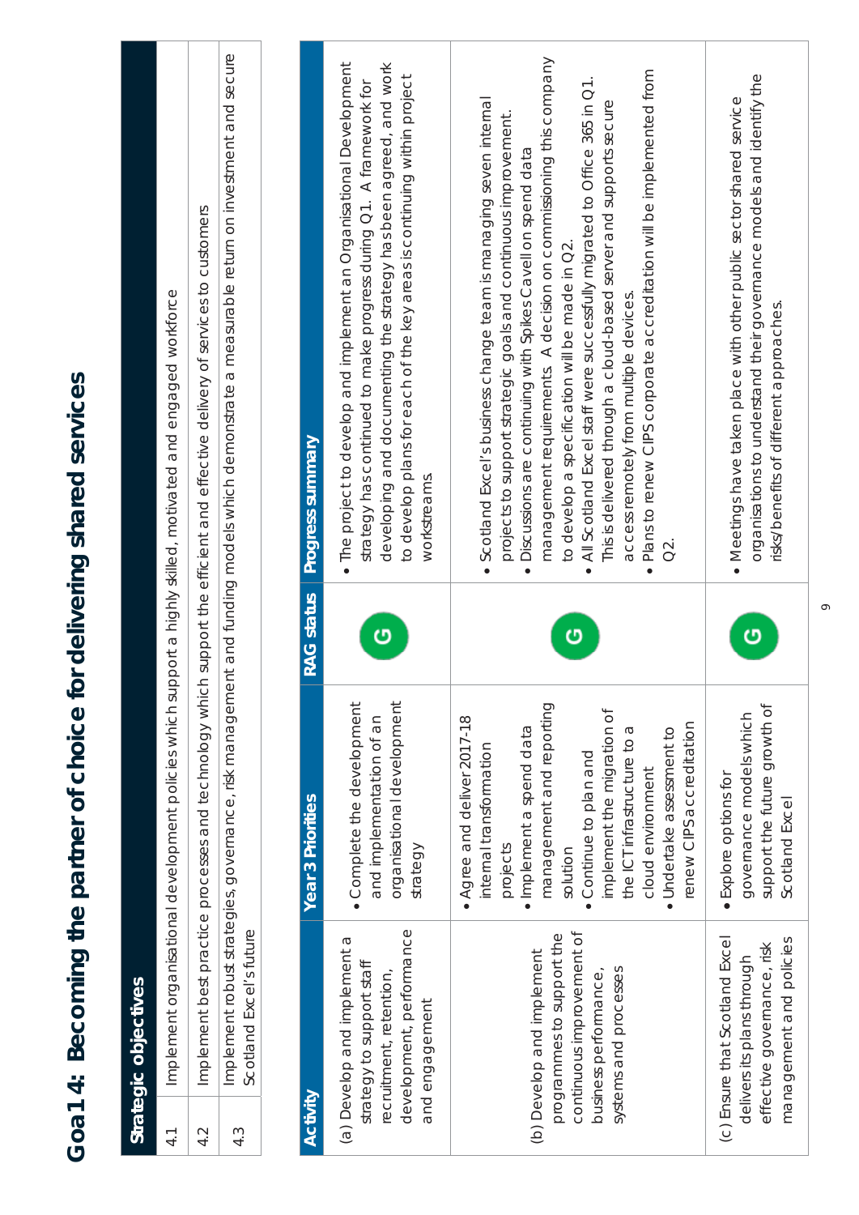# Goal 4: Becoming the partner of choice for delivering shared services

| Strategic objectives | |
|---|---|
| 4.1 | Implement organisational development policies which support a highly skilled, motivated and engaged workforce |
| 4.2 | Implement best practice processes and technology which support the efficient and effective delivery of services to customers |
| 4.3 | Implement robust strategies, governance, risk management and funding models which demonstrate a measurable return on investment and secure Scotland Excel's future |

| Activity | Year 3 Priorities | RAG status | Progress summary |
|---|---|---|---|
| (a) Develop and implement a strategy to support staff recruitment, retention, development, performance and engagement | • Complete the development and implementation of an organisational development strategy | G | • The project to develop and implement an Organisational Development strategy has continued to make progress during Q1. A framework for developing and documenting the strategy has been agreed, and work to develop plans for each of the key areas is continuing within project workstreams. |
| (b) Develop and implement programmes to support the continuous improvement of business performance, systems and processes | • Agree and deliver 2017-18 internal transformation projects<br>• Implement a spend data management and reporting solution<br>• Continue to plan and implement the migration of the ICT infrastructure to a cloud environment<br>• Undertake assessment to renew CIPS accreditation | G | • Scotland Excel's business change team is managing seven internal projects to support strategic goals and continuous improvement.<br>• Discussions are continuing with Spikes Cavell on spend data management requirements. A decision on commissioning this company to develop a specification will be made in Q2.<br>• All Scotland Excel staff were successfully migrated to Office 365 in Q1. This is delivered through a cloud-based server and supports secure access remotely from multiple devices.<br>• Plans to renew CIPS corporate accreditation will be implemented from Q2. |
| (c) Ensure that Scotland Excel delivers its plans through effective governance, risk management and policies | • Explore options for governance models which support the future growth of Scotland Excel | G | • Meetings have taken place with other public sector shared service organisations to understand their governance models and identify the risks/benefits of different approaches. |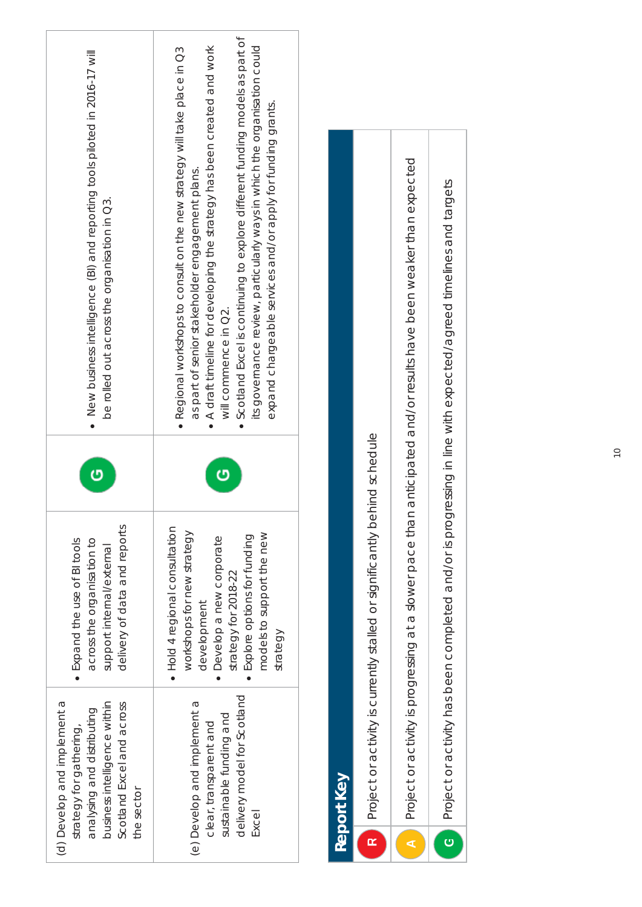| | | | |
|---|---|---|---|
| (d) Develop and implement a strategy for gathering, analysing and distributing business intelligence within Scotland Excel and across the sector | • Expand the use of BI tools across the organisation to support internal/external delivery of data and reports | G | • New business intelligence (BI) and reporting tools piloted in 2016-17 will be rolled out across the organisation in Q3. |
| (e) Develop and implement a clear, transparent and sustainable funding and delivery model for Scotland Excel | • Hold 4 regional consultation workshops for new strategy development<br>• Develop a new corporate strategy for 2018-22<br>• Explore options for funding models to support the new strategy | G | • Regional workshops to consult on the new strategy will take place in Q3 as part of senior stakeholder engagement plans.<br>• A draft timeline for developing the strategy has been created and work will commence in Q2.<br>• Scotland Excel is continuing to explore different funding models as part of its governance review, particularly ways in which the organisation could expand chargeable services and/or apply for funding grants. |

## Report Key

| | |
|---|---|
| R | Project or activity is currently stalled or significantly behind schedule |
| A | Project or activity is progressing at a slower pace than anticipated and/or results have been weaker than expected |
| G | Project or activity has been completed and/or is progressing in line with expected/agreed timelines and targets |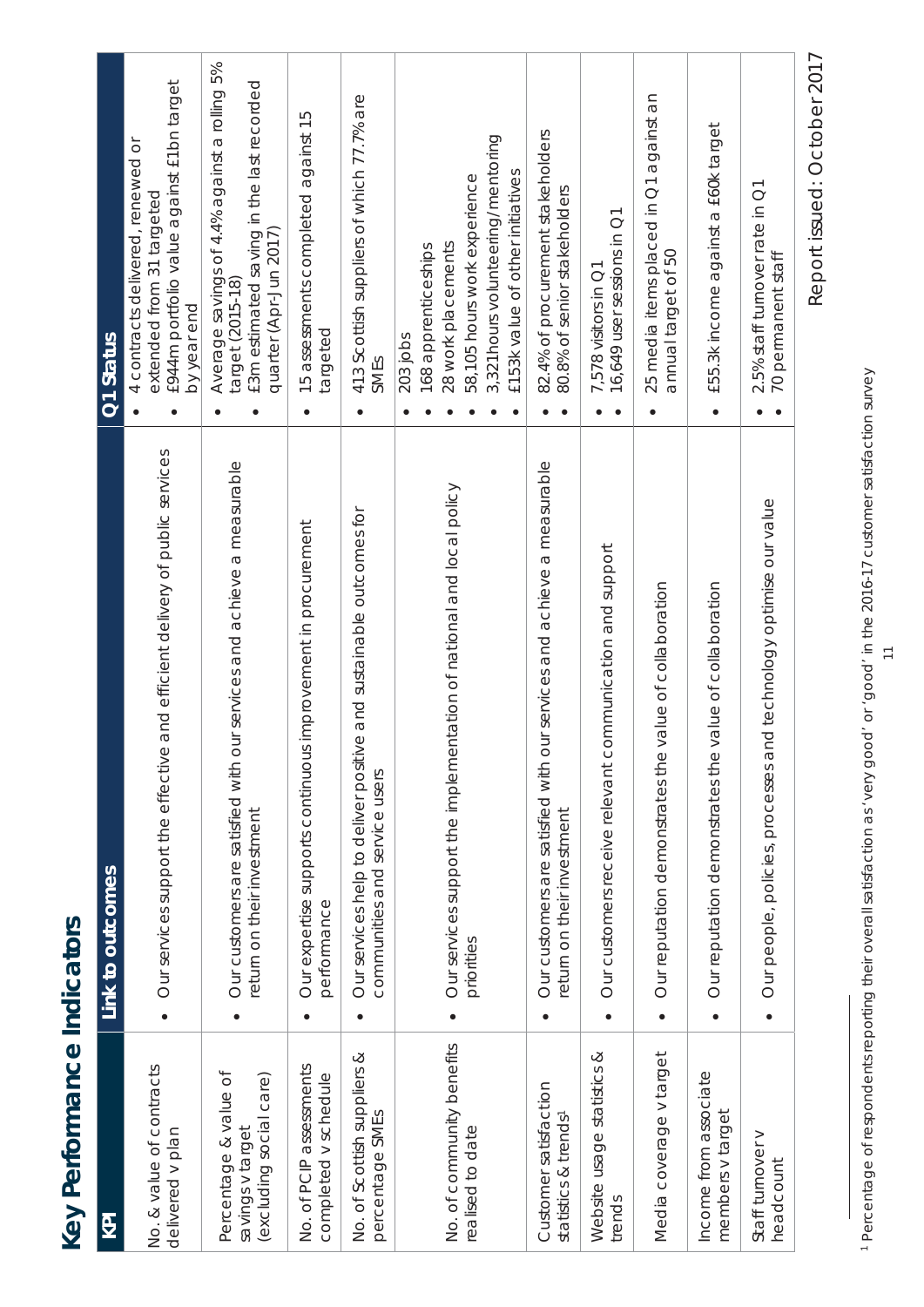# Key Performance Indicators

| KPI | Link to outcomes | Q1 Status |
|---|---|---|
| No. & value of contracts delivered v plan | • Our services support the effective and efficient delivery of public services | • 4 contracts delivered, renewed or extended from 31 targeted<br>• £944m portfolio value against £1bn target by year end |
| Percentage & value of savings v target (excluding social care) | • Our customers are satisfied with our services and achieve a measurable return on their investment | • Average savings of 4.4% against a rolling 5% target (2015-18)<br>• £3m estimated saving in the last recorded quarter (Apr-Jun 2017) |
| No. of PCIP assessments completed v schedule | • Our expertise supports continuous improvement in procurement performance | • 15 assessments completed against 15 targeted |
| No. of Scottish suppliers & percentage SMEs | • Our services help to deliver positive and sustainable outcomes for communities and service users | • 413 Scottish suppliers of which 77.7% are SMEs |
| No. of community benefits realised to date | • Our services support the implementation of national and local policy priorities | • 203 jobs<br>• 168 apprenticeships<br>• 28 work placements<br>• 58,105 hours work experience<br>• 3,321hours volunteering/mentoring<br>• £153k value of other initiatives |
| Customer satisfaction statistics & trends[1] | • Our customers are satisfied with our services and achieve a measurable return on their investment | • 82.4% of procurement stakeholders<br>• 80.8% of senior stakeholders |
| Website usage statistics & trends | • Our customers receive relevant communication and support | • 7,578 visitors in Q1<br>• 16,649 user sessions in Q1 |
| Media coverage v target | • Our reputation demonstrates the value of collaboration | • 25 media items placed in Q1 against an annual target of 50 |
| Income from associate members v target | • Our reputation demonstrates the value of collaboration | • £55.3k income against a £60k target |
| Staff turnover v headcount | • Our people, policies, processes and technology optimise our value | • 2.5% staff turnover rate in Q1<br>• 70 permanent staff |

Report issued: October 2017

[1] Percentage of respondents reporting their overall satisfaction as 'very good' or 'good' in the 2016-17 customer satisfaction survey